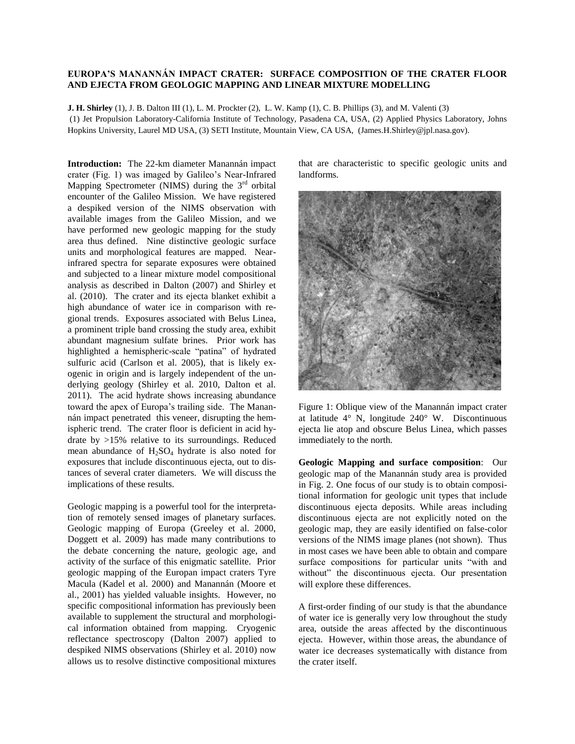# EUROPA'S MANANNÁN IMPACT CRATER: SURFACE COMPOSITION OF THE CRATER FLOOR AND EJECTA FROM GEOLOGIC MAPPING AND LINEAR MIXTURE MODELLING

**J. H. Shirley** (1), J. B. Dalton III (1), L. M. Prockter (2), L. W. Kamp (1), C. B. Phillips (3), and M. Valenti (3)
(1) Jet Propulsion Laboratory-California Institute of Technology, Pasadena CA, USA, (2) Applied Physics Laboratory, Johns Hopkins University, Laurel MD USA, (3) SETI Institute, Mountain View, CA USA, (James.H.Shirley@jpl.nasa.gov).

**Introduction:** The 22-km diameter Manannán impact crater (Fig. 1) was imaged by Galileo's Near-Infrared Mapping Spectrometer (NIMS) during the 3rd orbital encounter of the Galileo Mission. We have registered a despiked version of the NIMS observation with available images from the Galileo Mission, and we have performed new geologic mapping for the study area thus defined. Nine distinctive geologic surface units and morphological features are mapped. Near-infrared spectra for separate exposures were obtained and subjected to a linear mixture model compositional analysis as described in Dalton (2007) and Shirley et al. (2010). The crater and its ejecta blanket exhibit a high abundance of water ice in comparison with regional trends. Exposures associated with Belus Linea, a prominent triple band crossing the study area, exhibit abundant magnesium sulfate brines. Prior work has highlighted a hemispheric-scale "patina" of hydrated sulfuric acid (Carlson et al. 2005), that is likely exogenic in origin and is largely independent of the underlying geology (Shirley et al. 2010, Dalton et al. 2011). The acid hydrate shows increasing abundance toward the apex of Europa's trailing side. The Manannán impact penetrated this veneer, disrupting the hemispheric trend. The crater floor is deficient in acid hydrate by >15% relative to its surroundings. Reduced mean abundance of $H_2SO_4$ hydrate is also noted for exposures that include discontinuous ejecta, out to distances of several crater diameters. We will discuss the implications of these results.

Geologic mapping is a powerful tool for the interpretation of remotely sensed images of planetary surfaces. Geologic mapping of Europa (Greeley et al. 2000, Doggett et al. 2009) has made many contributions to the debate concerning the nature, geologic age, and activity of the surface of this enigmatic satellite. Prior geologic mapping of the Europan impact craters Tyre Macula (Kadel et al. 2000) and Manannán (Moore et al., 2001) has yielded valuable insights. However, no specific compositional information has previously been available to supplement the structural and morphological information obtained from mapping. Cryogenic reflectance spectroscopy (Dalton 2007) applied to despiked NIMS observations (Shirley et al. 2010) now allows us to resolve distinctive compositional mixtures that are characteristic to specific geologic units and landforms.

Figure 1: Oblique view of the Manannán impact crater at latitude 4° N, longitude 240° W. Discontinuous ejecta lie atop and obscure Belus Linea, which passes immediately to the north.

**Geologic Mapping and surface composition**: Our geologic map of the Manannán study area is provided in Fig. 2. One focus of our study is to obtain compositional information for geologic unit types that include discontinuous ejecta deposits. While areas including discontinuous ejecta are not explicitly noted on the geologic map, they are easily identified on false-color versions of the NIMS image planes (not shown). Thus in most cases we have been able to obtain and compare surface compositions for particular units "with and without" the discontinuous ejecta. Our presentation will explore these differences.

A first-order finding of our study is that the abundance of water ice is generally very low throughout the study area, outside the areas affected by the discontinuous ejecta. However, within those areas, the abundance of water ice decreases systematically with distance from the crater itself.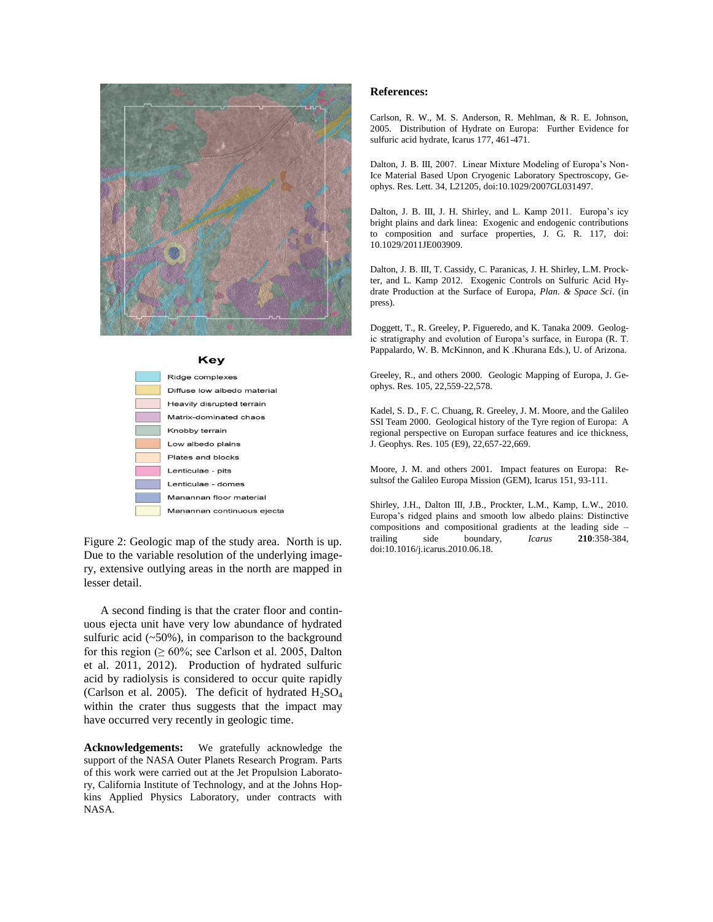Key

Ridge complexes
Diffuse low albedo material
Heavily disrupted terrain
Matrix-dominated chaos
Knobby terrain
Low albedo plains
Plates and blocks
Lenticulae - pits
Lenticulae - domes
Manannan floor material
Manannan continuous ejecta

Figure 2: Geologic map of the study area. North is up. Due to the variable resolution of the underlying imagery, extensive outlying areas in the north are mapped in lesser detail.

A second finding is that the crater floor and continuous ejecta unit have very low abundance of hydrated sulfuric acid (~50%), in comparison to the background for this region (≥ 60%; see Carlson et al. 2005, Dalton et al. 2011, 2012). Production of hydrated sulfuric acid by radiolysis is considered to occur quite rapidly (Carlson et al. 2005). The deficit of hydrated $H_2SO_4$ within the crater thus suggests that the impact may have occurred very recently in geologic time.

**Acknowledgements:** We gratefully acknowledge the support of the NASA Outer Planets Research Program. Parts of this work were carried out at the Jet Propulsion Laboratory, California Institute of Technology, and at the Johns Hopkins Applied Physics Laboratory, under contracts with NASA.

**References:**

Carlson, R. W., M. S. Anderson, R. Mehlman, & R. E. Johnson, 2005. Distribution of Hydrate on Europa: Further Evidence for sulfuric acid hydrate, Icarus 177, 461-471.

Dalton, J. B. III, 2007. Linear Mixture Modeling of Europa's Non-Ice Material Based Upon Cryogenic Laboratory Spectroscopy, Geophys. Res. Lett. 34, L21205, doi:10.1029/2007GL031497.

Dalton, J. B. III, J. H. Shirley, and L. Kamp 2011. Europa's icy bright plains and dark linea: Exogenic and endogenic contributions to composition and surface properties, J. G. R. 117, doi: 10.1029/2011JE003909.

Dalton, J. B. III, T. Cassidy, C. Paranicas, J. H. Shirley, L.M. Prockter, and L. Kamp 2012. Exogenic Controls on Sulfuric Acid Hydrate Production at the Surface of Europa, *Plan. & Space Sci*. (in press).

Doggett, T., R. Greeley, P. Figueredo, and K. Tanaka 2009. Geologic stratigraphy and evolution of Europa's surface, in Europa (R. T. Pappalardo, W. B. McKinnon, and K .Khurana Eds.), U. of Arizona.

Greeley, R., and others 2000. Geologic Mapping of Europa, J. Geophys. Res. 105, 22,559-22,578.

Kadel, S. D., F. C. Chuang, R. Greeley, J. M. Moore, and the Galileo SSI Team 2000. Geological history of the Tyre region of Europa: A regional perspective on Europan surface features and ice thickness, J. Geophys. Res. 105 (E9), 22,657-22,669.

Moore, J. M. and others 2001. Impact features on Europa: Resultsof the Galileo Europa Mission (GEM), Icarus 151, 93-111.

Shirley, J.H., Dalton III, J.B., Prockter, L.M., Kamp, L.W., 2010. Europa's ridged plains and smooth low albedo plains: Distinctive compositions and compositional gradients at the leading side – trailing side boundary, *Icarus* **210**:358-384, doi:10.1016/j.icarus.2010.06.18.